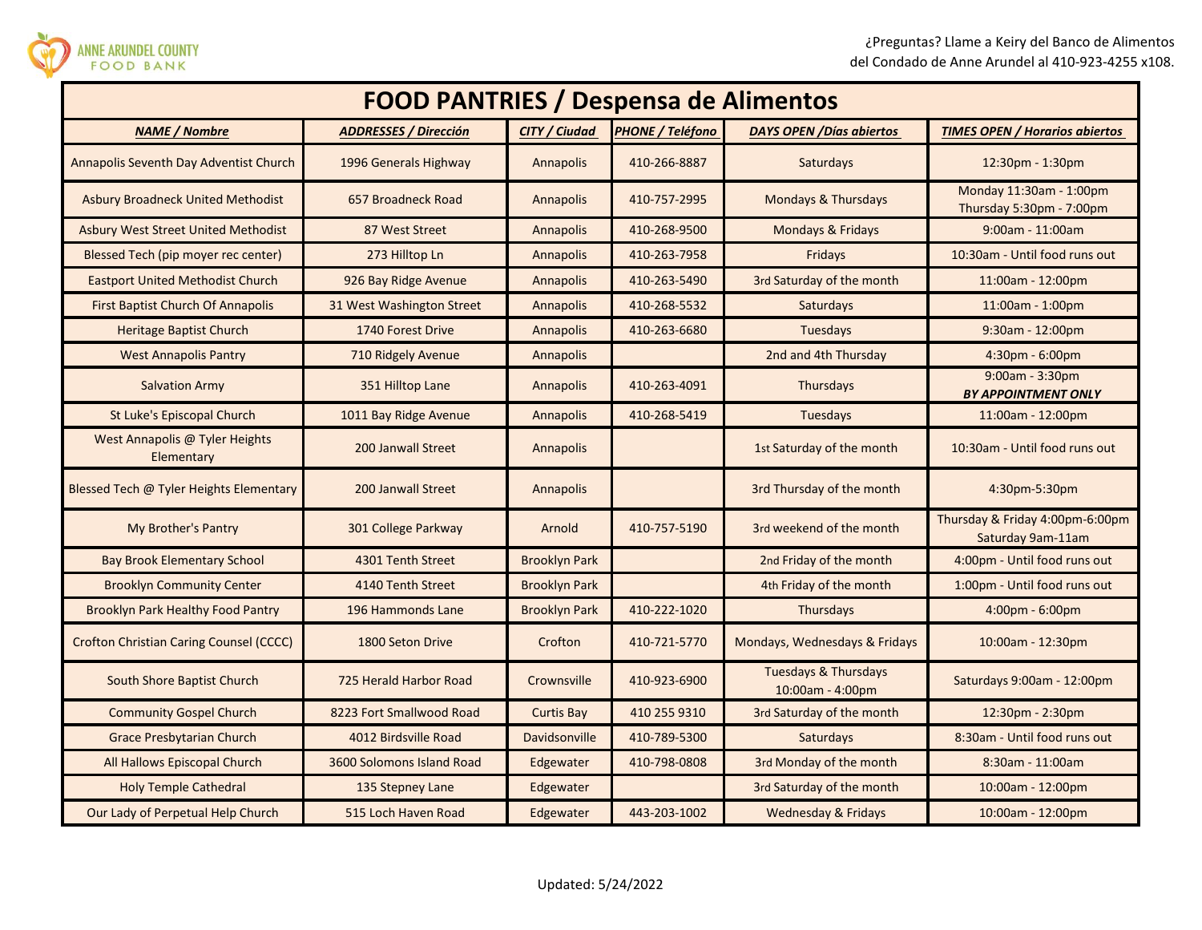ANNE ARUNDEL COUNTY FOOD BANK

¿Preguntas? Llame a Keiry del Banco de Alimentos del Condado de Anne Arundel al 410-923-4255 x108.

# FOOD PANTRIES / Despensa de Alimentos

| NAME / Nombre | ADDRESSES / Dirección | CITY / Ciudad | PHONE / Teléfono | DAYS OPEN /Días abiertos | TIMES OPEN / Horarios abiertos |
|---|---|---|---|---|---|
| Annapolis Seventh Day Adventist Church | 1996 Generals Highway | Annapolis | 410-266-8887 | Saturdays | 12:30pm - 1:30pm |
| Asbury Broadneck United Methodist | 657 Broadneck Road | Annapolis | 410-757-2995 | Mondays & Thursdays | Monday 11:30am - 1:00pm Thursday 5:30pm - 7:00pm |
| Asbury West Street United Methodist | 87 West Street | Annapolis | 410-268-9500 | Mondays & Fridays | 9:00am - 11:00am |
| Blessed Tech (pip moyer rec center) | 273 Hilltop Ln | Annapolis | 410-263-7958 | Fridays | 10:30am - Until food runs out |
| Eastport United Methodist Church | 926 Bay Ridge Avenue | Annapolis | 410-263-5490 | 3rd Saturday of the month | 11:00am - 12:00pm |
| First Baptist Church Of Annapolis | 31 West Washington Street | Annapolis | 410-268-5532 | Saturdays | 11:00am - 1:00pm |
| Heritage Baptist Church | 1740 Forest Drive | Annapolis | 410-263-6680 | Tuesdays | 9:30am - 12:00pm |
| West Annapolis Pantry | 710 Ridgely Avenue | Annapolis | | 2nd and 4th Thursday | 4:30pm - 6:00pm |
| Salvation Army | 351 Hilltop Lane | Annapolis | 410-263-4091 | Thursdays | 9:00am - 3:30pm ***BY APPOINTMENT ONLY*** |
| St Luke's Episcopal Church | 1011 Bay Ridge Avenue | Annapolis | 410-268-5419 | Tuesdays | 11:00am - 12:00pm |
| West Annapolis @ Tyler Heights Elementary | 200 Janwall Street | Annapolis | | 1st Saturday of the month | 10:30am - Until food runs out |
| Blessed Tech @ Tyler Heights Elementary | 200 Janwall Street | Annapolis | | 3rd Thursday of the month | 4:30pm-5:30pm |
| My Brother's Pantry | 301 College Parkway | Arnold | 410-757-5190 | 3rd weekend of the month | Thursday & Friday 4:00pm-6:00pm Saturday 9am-11am |
| Bay Brook Elementary School | 4301 Tenth Street | Brooklyn Park | | 2nd Friday of the month | 4:00pm - Until food runs out |
| Brooklyn Community Center | 4140 Tenth Street | Brooklyn Park | | 4th Friday of the month | 1:00pm - Until food runs out |
| Brooklyn Park Healthy Food Pantry | 196 Hammonds Lane | Brooklyn Park | 410-222-1020 | Thursdays | 4:00pm - 6:00pm |
| Crofton Christian Caring Counsel (CCCC) | 1800 Seton Drive | Crofton | 410-721-5770 | Mondays, Wednesdays & Fridays | 10:00am - 12:30pm |
| South Shore Baptist Church | 725 Herald Harbor Road | Crownsville | 410-923-6900 | Tuesdays & Thursdays 10:00am - 4:00pm | Saturdays 9:00am - 12:00pm |
| Community Gospel Church | 8223 Fort Smallwood Road | Curtis Bay | 410 255 9310 | 3rd Saturday of the month | 12:30pm - 2:30pm |
| Grace Presbytarian Church | 4012 Birdsville Road | Davidsonville | 410-789-5300 | Saturdays | 8:30am - Until food runs out |
| All Hallows Episcopal Church | 3600 Solomons Island Road | Edgewater | 410-798-0808 | 3rd Monday of the month | 8:30am - 11:00am |
| Holy Temple Cathedral | 135 Stepney Lane | Edgewater | | 3rd Saturday of the month | 10:00am - 12:00pm |
| Our Lady of Perpetual Help Church | 515 Loch Haven Road | Edgewater | 443-203-1002 | Wednesday & Fridays | 10:00am - 12:00pm |

Updated: 5/24/2022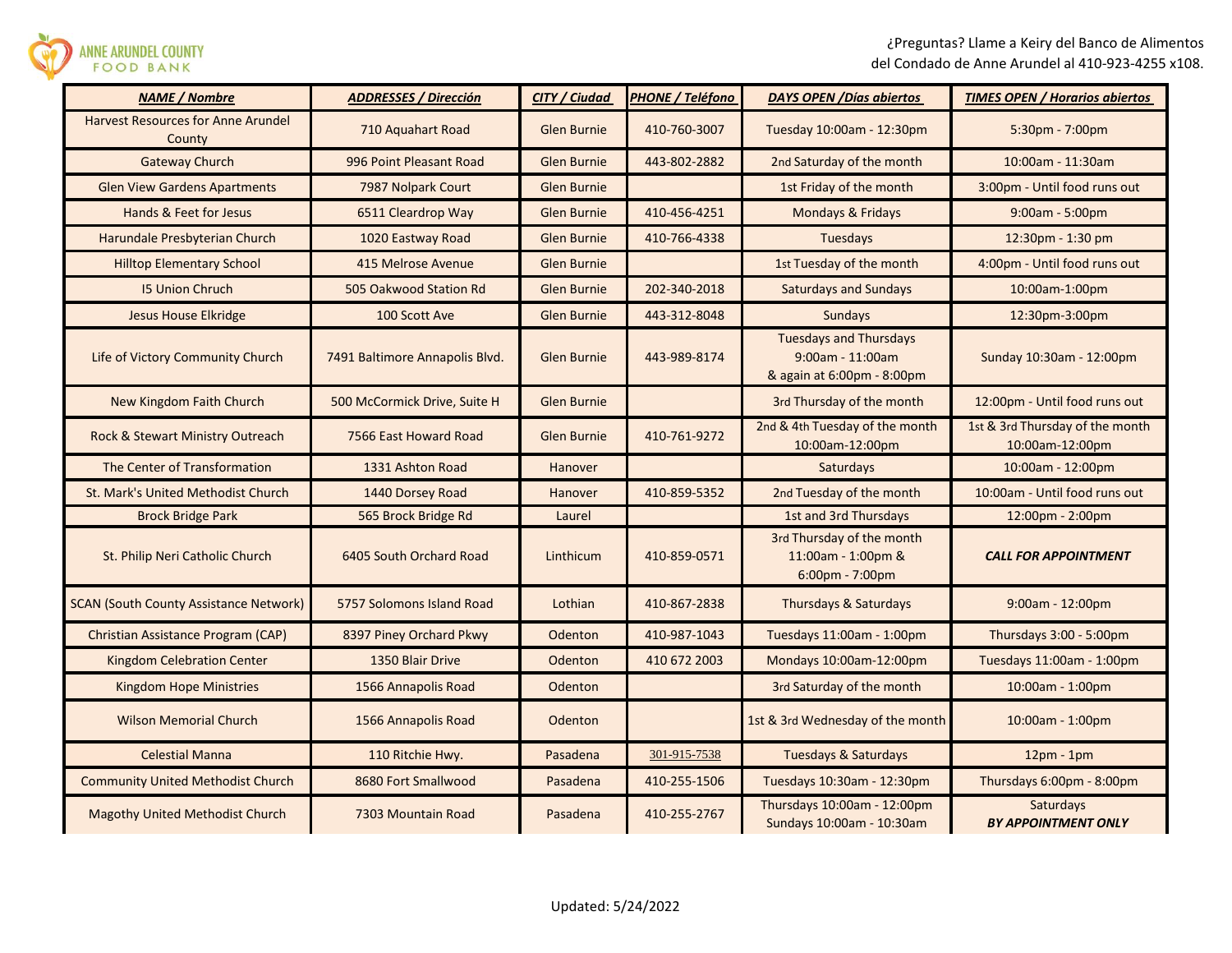ANNE ARUNDEL COUNTY FOOD BANK

¿Preguntas? Llame a Keiry del Banco de Alimentos del Condado de Anne Arundel al 410-923-4255 x108.

| NAME / Nombre | ADDRESSES / Dirección | CITY / Ciudad | PHONE / Teléfono | DAYS OPEN /Días abiertos | TIMES OPEN / Horarios abiertos |
|---|---|---|---|---|---|
| Harvest Resources for Anne Arundel County | 710 Aquahart Road | Glen Burnie | 410-760-3007 | Tuesday 10:00am - 12:30pm | 5:30pm - 7:00pm |
| Gateway Church | 996 Point Pleasant Road | Glen Burnie | 443-802-2882 | 2nd Saturday of the month | 10:00am - 11:30am |
| Glen View Gardens Apartments | 7987 Nolpark Court | Glen Burnie | | 1st Friday of the month | 3:00pm - Until food runs out |
| Hands & Feet for Jesus | 6511 Cleardrop Way | Glen Burnie | 410-456-4251 | Mondays & Fridays | 9:00am - 5:00pm |
| Harundale Presbyterian Church | 1020 Eastway Road | Glen Burnie | 410-766-4338 | Tuesdays | 12:30pm - 1:30 pm |
| Hilltop Elementary School | 415 Melrose Avenue | Glen Burnie | | 1st Tuesday of the month | 4:00pm - Until food runs out |
| I5 Union Chruch | 505 Oakwood Station Rd | Glen Burnie | 202-340-2018 | Saturdays and Sundays | 10:00am-1:00pm |
| Jesus House Elkridge | 100 Scott Ave | Glen Burnie | 443-312-8048 | Sundays | 12:30pm-3:00pm |
| Life of Victory Community Church | 7491 Baltimore Annapolis Blvd. | Glen Burnie | 443-989-8174 | Tuesdays and Thursdays 9:00am - 11:00am & again at 6:00pm - 8:00pm | Sunday 10:30am - 12:00pm |
| New Kingdom Faith Church | 500 McCormick Drive, Suite H | Glen Burnie | | 3rd Thursday of the month | 12:00pm - Until food runs out |
| Rock & Stewart Ministry Outreach | 7566 East Howard Road | Glen Burnie | 410-761-9272 | 2nd & 4th Tuesday of the month 10:00am-12:00pm | 1st & 3rd Thursday of the month 10:00am-12:00pm |
| The Center of Transformation | 1331 Ashton Road | Hanover | | Saturdays | 10:00am - 12:00pm |
| St. Mark's United Methodist Church | 1440 Dorsey Road | Hanover | 410-859-5352 | 2nd Tuesday of the month | 10:00am - Until food runs out |
| Brock Bridge Park | 565 Brock Bridge Rd | Laurel | | 1st and 3rd Thursdays | 12:00pm - 2:00pm |
| St. Philip Neri Catholic Church | 6405 South Orchard Road | Linthicum | 410-859-0571 | 3rd Thursday of the month 11:00am - 1:00pm & 6:00pm - 7:00pm | ***CALL FOR APPOINTMENT*** |
| SCAN (South County Assistance Network) | 5757 Solomons Island Road | Lothian | 410-867-2838 | Thursdays & Saturdays | 9:00am - 12:00pm |
| Christian Assistance Program (CAP) | 8397 Piney Orchard Pkwy | Odenton | 410-987-1043 | Tuesdays 11:00am - 1:00pm | Thursdays 3:00 - 5:00pm |
| Kingdom Celebration Center | 1350 Blair Drive | Odenton | 410 672 2003 | Mondays 10:00am-12:00pm | Tuesdays 11:00am - 1:00pm |
| Kingdom Hope Ministries | 1566 Annapolis Road | Odenton | | 3rd Saturday of the month | 10:00am - 1:00pm |
| Wilson Memorial Church | 1566 Annapolis Road | Odenton | | 1st & 3rd Wednesday of the month | 10:00am - 1:00pm |
| Celestial Manna | 110 Ritchie Hwy. | Pasadena | 301-915-7538 | Tuesdays & Saturdays | 12pm - 1pm |
| Community United Methodist Church | 8680 Fort Smallwood | Pasadena | 410-255-1506 | Tuesdays 10:30am - 12:30pm | Thursdays 6:00pm - 8:00pm |
| Magothy United Methodist Church | 7303 Mountain Road | Pasadena | 410-255-2767 | Thursdays 10:00am - 12:00pm Sundays 10:00am - 10:30am | Saturdays ***BY APPOINTMENT ONLY*** |

Updated: 5/24/2022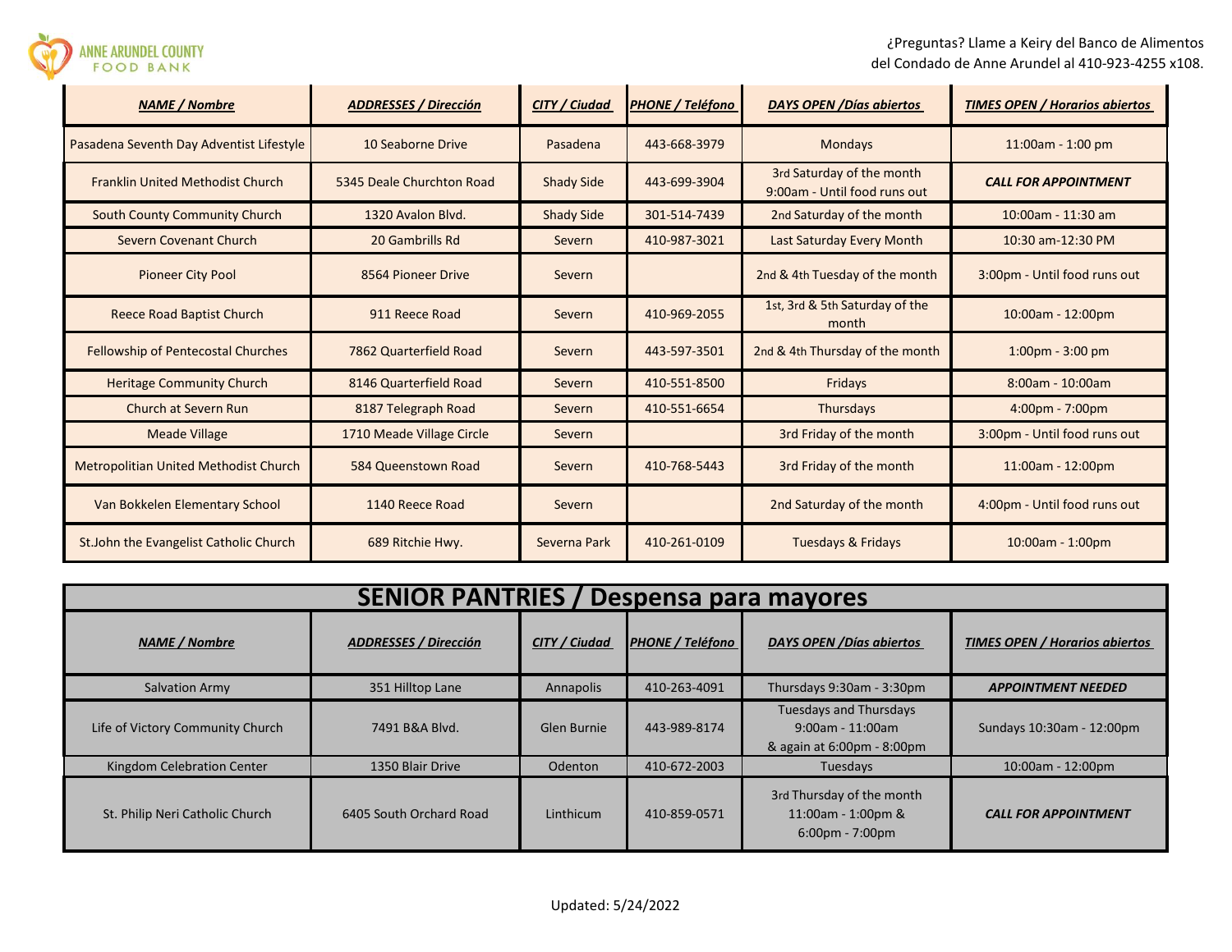¿Preguntas? Llame a Keiry del Banco de Alimentos del Condado de Anne Arundel al 410-923-4255 x108.

| ***NAME / Nombre*** | ***ADDRESSES / Dirección*** | ***CITY / Ciudad*** | ***PHONE / Teléfono*** | ***DAYS OPEN /Días abiertos*** | ***TIMES OPEN / Horarios abiertos*** |
|---|---|---|---|---|---|
| Pasadena Seventh Day Adventist Lifestyle | 10 Seaborne Drive | Pasadena | 443-668-3979 | Mondays | 11:00am - 1:00 pm |
| Franklin United Methodist Church | 5345 Deale Churchton Road | Shady Side | 443-699-3904 | 3rd Saturday of the month 9:00am - Until food runs out | ***CALL FOR APPOINTMENT*** |
| South County Community Church | 1320 Avalon Blvd. | Shady Side | 301-514-7439 | 2nd Saturday of the month | 10:00am - 11:30 am |
| Severn Covenant Church | 20 Gambrills Rd | Severn | 410-987-3021 | Last Saturday Every Month | 10:30 am-12:30 PM |
| Pioneer City Pool | 8564 Pioneer Drive | Severn | | 2nd & 4th Tuesday of the month | 3:00pm - Until food runs out |
| Reece Road Baptist Church | 911 Reece Road | Severn | 410-969-2055 | 1st, 3rd & 5th Saturday of the month | 10:00am - 12:00pm |
| Fellowship of Pentecostal Churches | 7862 Quarterfield Road | Severn | 443-597-3501 | 2nd & 4th Thursday of the month | 1:00pm - 3:00 pm |
| Heritage Community Church | 8146 Quarterfield Road | Severn | 410-551-8500 | Fridays | 8:00am - 10:00am |
| Church at Severn Run | 8187 Telegraph Road | Severn | 410-551-6654 | Thursdays | 4:00pm - 7:00pm |
| Meade Village | 1710 Meade Village Circle | Severn | | 3rd Friday of the month | 3:00pm - Until food runs out |
| Metropolitian United Methodist Church | 584 Queenstown Road | Severn | 410-768-5443 | 3rd Friday of the month | 11:00am - 12:00pm |
| Van Bokkelen Elementary School | 1140 Reece Road | Severn | | 2nd Saturday of the month | 4:00pm - Until food runs out |
| St.John the Evangelist Catholic Church | 689 Ritchie Hwy. | Severna Park | 410-261-0109 | Tuesdays & Fridays | 10:00am - 1:00pm |

## SENIOR PANTRIES / Despensa para mayores

| ***NAME / Nombre*** | ***ADDRESSES / Dirección*** | ***CITY / Ciudad*** | ***PHONE / Teléfono*** | ***DAYS OPEN /Días abiertos*** | ***TIMES OPEN / Horarios abiertos*** |
|---|---|---|---|---|---|
| Salvation Army | 351 Hilltop Lane | Annapolis | 410-263-4091 | Thursdays 9:30am - 3:30pm | ***APPOINTMENT NEEDED*** |
| Life of Victory Community Church | 7491 B&A Blvd. | Glen Burnie | 443-989-8174 | Tuesdays and Thursdays 9:00am - 11:00am & again at 6:00pm - 8:00pm | Sundays 10:30am - 12:00pm |
| Kingdom Celebration Center | 1350 Blair Drive | Odenton | 410-672-2003 | Tuesdays | 10:00am - 12:00pm |
| St. Philip Neri Catholic Church | 6405 South Orchard Road | Linthicum | 410-859-0571 | 3rd Thursday of the month 11:00am - 1:00pm & 6:00pm - 7:00pm | ***CALL FOR APPOINTMENT*** |

Updated: 5/24/2022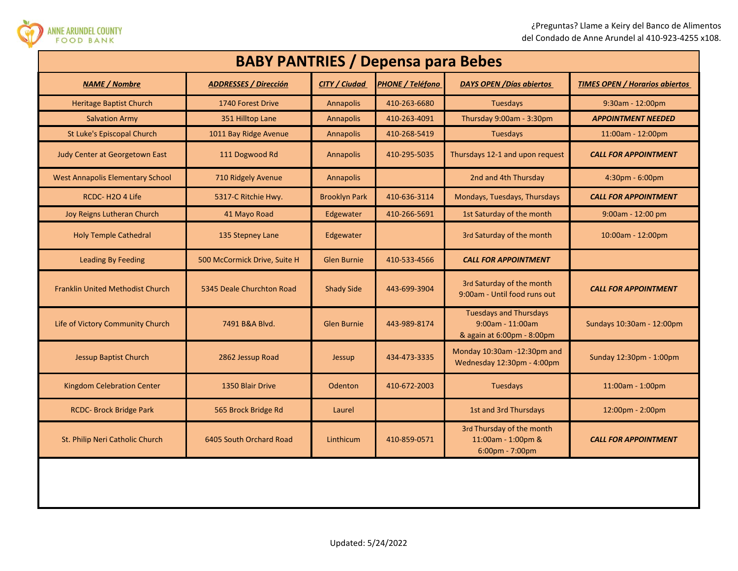ANNE ARUNDEL COUNTY FOOD BANK

¿Preguntas? Llame a Keiry del Banco de Alimentos del Condado de Anne Arundel al 410-923-4255 x108.

# BABY PANTRIES / Depensa para Bebes

| NAME / Nombre | ADDRESSES / Dirección | CITY / Ciudad | PHONE / Teléfono | DAYS OPEN /Días abiertos | TIMES OPEN / Horarios abiertos |
|---|---|---|---|---|---|
| Heritage Baptist Church | 1740 Forest Drive | Annapolis | 410-263-6680 | Tuesdays | 9:30am - 12:00pm |
| Salvation Army | 351 Hilltop Lane | Annapolis | 410-263-4091 | Thursday 9:00am - 3:30pm | ***APPOINTMENT NEEDED*** |
| St Luke's Episcopal Church | 1011 Bay Ridge Avenue | Annapolis | 410-268-5419 | Tuesdays | 11:00am - 12:00pm |
| Judy Center at Georgetown East | 111 Dogwood Rd | Annapolis | 410-295-5035 | Thursdays 12-1 and upon request | ***CALL FOR APPOINTMENT*** |
| West Annapolis Elementary School | 710 Ridgely Avenue | Annapolis | | 2nd and 4th Thursday | 4:30pm - 6:00pm |
| RCDC- H2O 4 Life | 5317-C Ritchie Hwy. | Brooklyn Park | 410-636-3114 | Mondays, Tuesdays, Thursdays | ***CALL FOR APPOINTMENT*** |
| Joy Reigns Lutheran Church | 41 Mayo Road | Edgewater | 410-266-5691 | 1st Saturday of the month | 9:00am - 12:00 pm |
| Holy Temple Cathedral | 135 Stepney Lane | Edgewater | | 3rd Saturday of the month | 10:00am - 12:00pm |
| Leading By Feeding | 500 McCormick Drive, Suite H | Glen Burnie | 410-533-4566 | ***CALL FOR APPOINTMENT*** | |
| Franklin United Methodist Church | 5345 Deale Churchton Road | Shady Side | 443-699-3904 | 3rd Saturday of the month 9:00am - Until food runs out | ***CALL FOR APPOINTMENT*** |
| Life of Victory Community Church | 7491 B&A Blvd. | Glen Burnie | 443-989-8174 | Tuesdays and Thursdays 9:00am - 11:00am & again at 6:00pm - 8:00pm | Sundays 10:30am - 12:00pm |
| Jessup Baptist Church | 2862 Jessup Road | Jessup | 434-473-3335 | Monday 10:30am -12:30pm and Wednesday 12:30pm - 4:00pm | Sunday 12:30pm - 1:00pm |
| Kingdom Celebration Center | 1350 Blair Drive | Odenton | 410-672-2003 | Tuesdays | 11:00am - 1:00pm |
| RCDC- Brock Bridge Park | 565 Brock Bridge Rd | Laurel | | 1st and 3rd Thursdays | 12:00pm - 2:00pm |
| St. Philip Neri Catholic Church | 6405 South Orchard Road | Linthicum | 410-859-0571 | 3rd Thursday of the month 11:00am - 1:00pm & 6:00pm - 7:00pm | ***CALL FOR APPOINTMENT*** |

Updated: 5/24/2022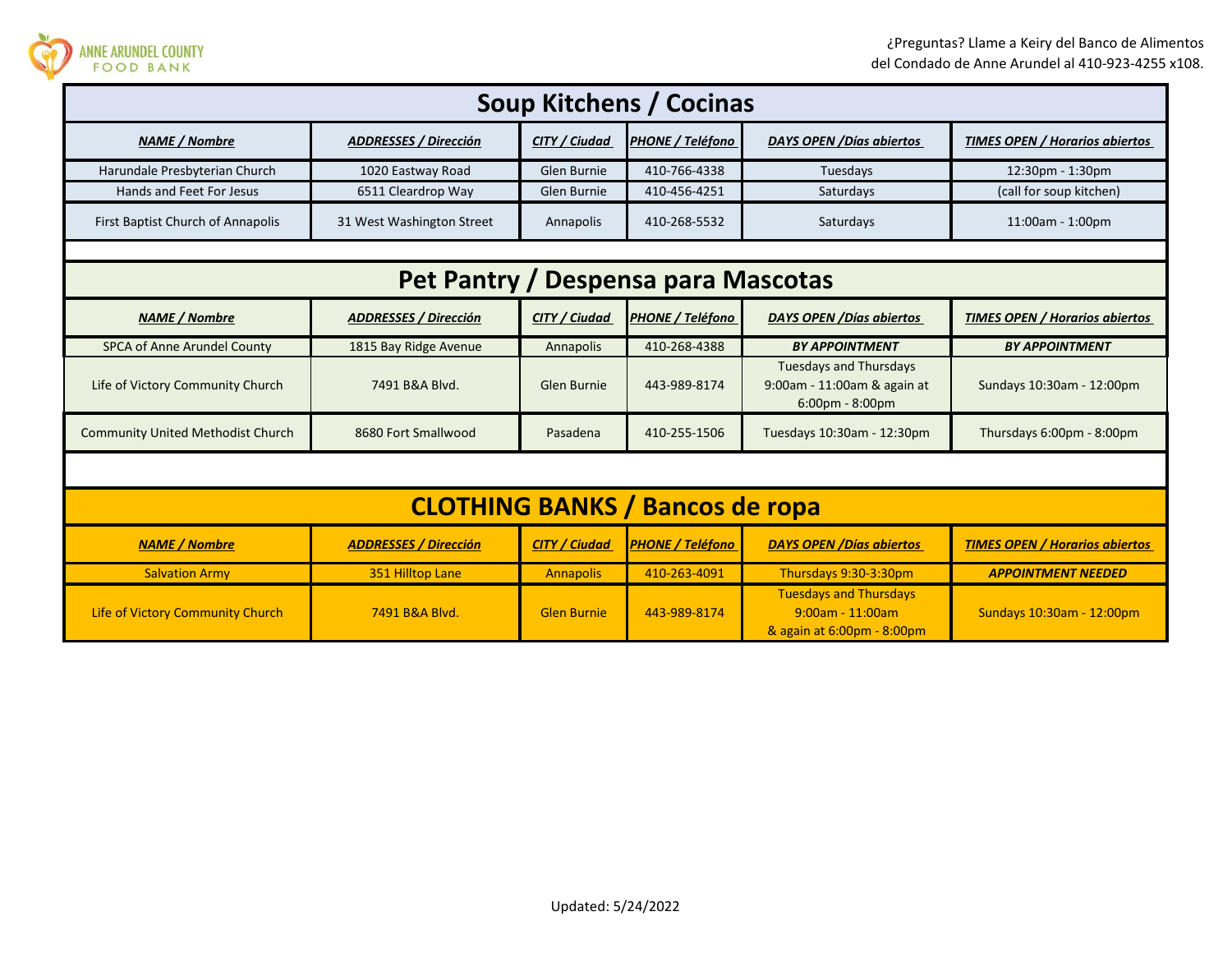¿Preguntas? Llame a Keiry del Banco de Alimentos del Condado de Anne Arundel al 410-923-4255 x108.

## Soup Kitchens / Cocinas

| NAME / Nombre | ADDRESSES / Dirección | CITY / Ciudad | PHONE / Teléfono | DAYS OPEN /Días abiertos | TIMES OPEN / Horarios abiertos |
|---|---|---|---|---|---|
| Harundale Presbyterian Church | 1020 Eastway Road | Glen Burnie | 410-766-4338 | Tuesdays | 12:30pm - 1:30pm |
| Hands and Feet For Jesus | 6511 Cleardrop Way | Glen Burnie | 410-456-4251 | Saturdays | (call for soup kitchen) |
| First Baptist Church of Annapolis | 31 West Washington Street | Annapolis | 410-268-5532 | Saturdays | 11:00am - 1:00pm |

## Pet Pantry / Despensa para Mascotas

| NAME / Nombre | ADDRESSES / Dirección | CITY / Ciudad | PHONE / Teléfono | DAYS OPEN /Días abiertos | TIMES OPEN / Horarios abiertos |
|---|---|---|---|---|---|
| SPCA of Anne Arundel County | 1815 Bay Ridge Avenue | Annapolis | 410-268-4388 | ***BY APPOINTMENT*** | ***BY APPOINTMENT*** |
| Life of Victory Community Church | 7491 B&A Blvd. | Glen Burnie | 443-989-8174 | Tuesdays and Thursdays 9:00am - 11:00am & again at 6:00pm - 8:00pm | Sundays 10:30am - 12:00pm |
| Community United Methodist Church | 8680 Fort Smallwood | Pasadena | 410-255-1506 | Tuesdays 10:30am - 12:30pm | Thursdays 6:00pm - 8:00pm |

## CLOTHING BANKS / Bancos de ropa

| NAME / Nombre | ADDRESSES / Dirección | CITY / Ciudad | PHONE / Teléfono | DAYS OPEN /Días abiertos | TIMES OPEN / Horarios abiertos |
|---|---|---|---|---|---|
| Salvation Army | 351 Hilltop Lane | Annapolis | 410-263-4091 | Thursdays 9:30-3:30pm | ***APPOINTMENT NEEDED*** |
| Life of Victory Community Church | 7491 B&A Blvd. | Glen Burnie | 443-989-8174 | Tuesdays and Thursdays 9:00am - 11:00am & again at 6:00pm - 8:00pm | Sundays 10:30am - 12:00pm |

Updated: 5/24/2022